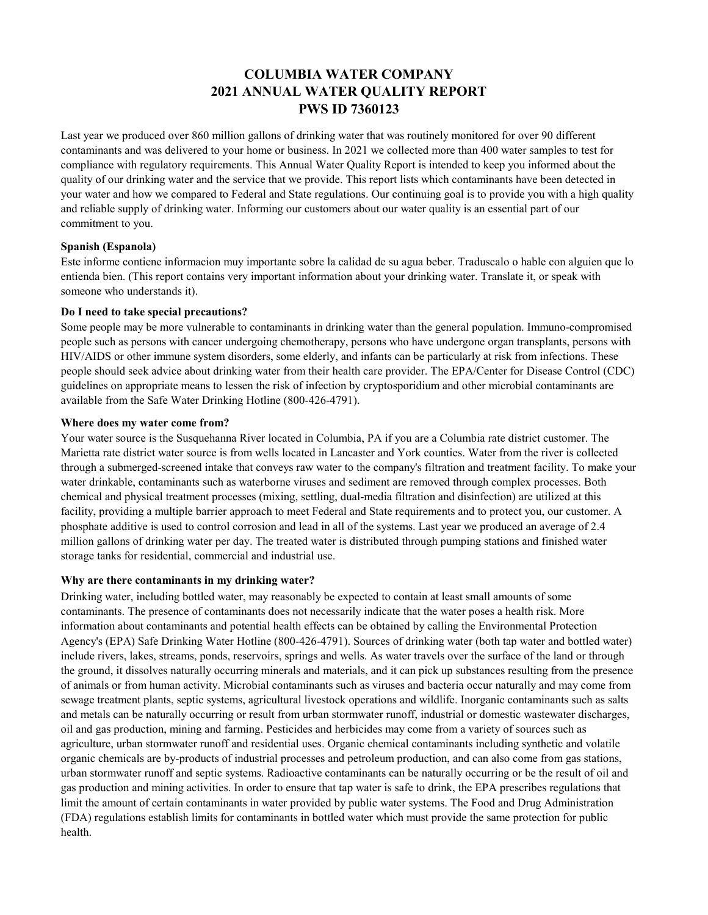# COLUMBIA WATER COMPANY
# 2021 ANNUAL WATER QUALITY REPORT
# PWS ID 7360123

Last year we produced over 860 million gallons of drinking water that was routinely monitored for over 90 different contaminants and was delivered to your home or business. In 2021 we collected more than 400 water samples to test for compliance with regulatory requirements. This Annual Water Quality Report is intended to keep you informed about the quality of our drinking water and the service that we provide. This report lists which contaminants have been detected in your water and how we compared to Federal and State regulations. Our continuing goal is to provide you with a high quality and reliable supply of drinking water. Informing our customers about our water quality is an essential part of our commitment to you.

**Spanish (Espanola)**

Este informe contiene informacion muy importante sobre la calidad de su agua beber. Traduscalo o hable con alguien que lo entienda bien. (This report contains very important information about your drinking water. Translate it, or speak with someone who understands it).

**Do I need to take special precautions?**

Some people may be more vulnerable to contaminants in drinking water than the general population. Immuno-compromised people such as persons with cancer undergoing chemotherapy, persons who have undergone organ transplants, persons with HIV/AIDS or other immune system disorders, some elderly, and infants can be particularly at risk from infections. These people should seek advice about drinking water from their health care provider. The EPA/Center for Disease Control (CDC) guidelines on appropriate means to lessen the risk of infection by cryptosporidium and other microbial contaminants are available from the Safe Water Drinking Hotline (800-426-4791).

**Where does my water come from?**

Your water source is the Susquehanna River located in Columbia, PA if you are a Columbia rate district customer. The Marietta rate district water source is from wells located in Lancaster and York counties. Water from the river is collected through a submerged-screened intake that conveys raw water to the company's filtration and treatment facility. To make your water drinkable, contaminants such as waterborne viruses and sediment are removed through complex processes. Both chemical and physical treatment processes (mixing, settling, dual-media filtration and disinfection) are utilized at this facility, providing a multiple barrier approach to meet Federal and State requirements and to protect you, our customer. A phosphate additive is used to control corrosion and lead in all of the systems. Last year we produced an average of 2.4 million gallons of drinking water per day. The treated water is distributed through pumping stations and finished water storage tanks for residential, commercial and industrial use.

**Why are there contaminants in my drinking water?**

Drinking water, including bottled water, may reasonably be expected to contain at least small amounts of some contaminants. The presence of contaminants does not necessarily indicate that the water poses a health risk. More information about contaminants and potential health effects can be obtained by calling the Environmental Protection Agency's (EPA) Safe Drinking Water Hotline (800-426-4791). Sources of drinking water (both tap water and bottled water) include rivers, lakes, streams, ponds, reservoirs, springs and wells. As water travels over the surface of the land or through the ground, it dissolves naturally occurring minerals and materials, and it can pick up substances resulting from the presence of animals or from human activity. Microbial contaminants such as viruses and bacteria occur naturally and may come from sewage treatment plants, septic systems, agricultural livestock operations and wildlife. Inorganic contaminants such as salts and metals can be naturally occurring or result from urban stormwater runoff, industrial or domestic wastewater discharges, oil and gas production, mining and farming. Pesticides and herbicides may come from a variety of sources such as agriculture, urban stormwater runoff and residential uses. Organic chemical contaminants including synthetic and volatile organic chemicals are by-products of industrial processes and petroleum production, and can also come from gas stations, urban stormwater runoff and septic systems. Radioactive contaminants can be naturally occurring or be the result of oil and gas production and mining activities. In order to ensure that tap water is safe to drink, the EPA prescribes regulations that limit the amount of certain contaminants in water provided by public water systems. The Food and Drug Administration (FDA) regulations establish limits for contaminants in bottled water which must provide the same protection for public health.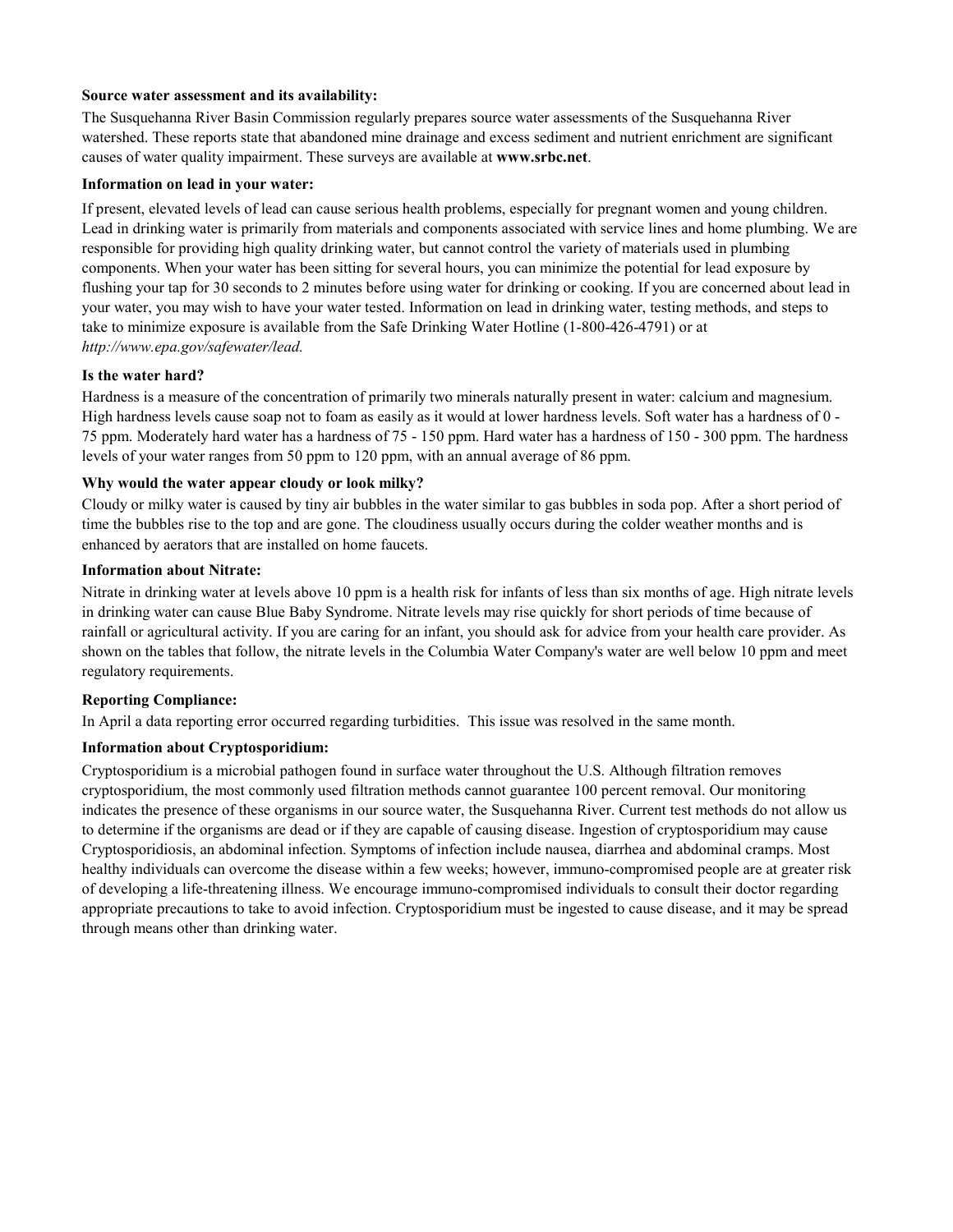**Source water assessment and its availability:**

The Susquehanna River Basin Commission regularly prepares source water assessments of the Susquehanna River watershed. These reports state that abandoned mine drainage and excess sediment and nutrient enrichment are significant causes of water quality impairment. These surveys are available at **www.srbc.net**.

**Information on lead in your water:**

If present, elevated levels of lead can cause serious health problems, especially for pregnant women and young children. Lead in drinking water is primarily from materials and components associated with service lines and home plumbing. We are responsible for providing high quality drinking water, but cannot control the variety of materials used in plumbing components. When your water has been sitting for several hours, you can minimize the potential for lead exposure by flushing your tap for 30 seconds to 2 minutes before using water for drinking or cooking. If you are concerned about lead in your water, you may wish to have your water tested. Information on lead in drinking water, testing methods, and steps to take to minimize exposure is available from the Safe Drinking Water Hotline (1-800-426-4791) or at *http://www.epa.gov/safewater/lead.*

**Is the water hard?**

Hardness is a measure of the concentration of primarily two minerals naturally present in water: calcium and magnesium. High hardness levels cause soap not to foam as easily as it would at lower hardness levels. Soft water has a hardness of 0 - 75 ppm. Moderately hard water has a hardness of 75 - 150 ppm. Hard water has a hardness of 150 - 300 ppm. The hardness levels of your water ranges from 50 ppm to 120 ppm, with an annual average of 86 ppm.

**Why would the water appear cloudy or look milky?**

Cloudy or milky water is caused by tiny air bubbles in the water similar to gas bubbles in soda pop. After a short period of time the bubbles rise to the top and are gone. The cloudiness usually occurs during the colder weather months and is enhanced by aerators that are installed on home faucets.

**Information about Nitrate:**

Nitrate in drinking water at levels above 10 ppm is a health risk for infants of less than six months of age. High nitrate levels in drinking water can cause Blue Baby Syndrome. Nitrate levels may rise quickly for short periods of time because of rainfall or agricultural activity. If you are caring for an infant, you should ask for advice from your health care provider. As shown on the tables that follow, the nitrate levels in the Columbia Water Company's water are well below 10 ppm and meet regulatory requirements.

**Reporting Compliance:**

In April a data reporting error occurred regarding turbidities. This issue was resolved in the same month.

**Information about Cryptosporidium:**

Cryptosporidium is a microbial pathogen found in surface water throughout the U.S. Although filtration removes cryptosporidium, the most commonly used filtration methods cannot guarantee 100 percent removal. Our monitoring indicates the presence of these organisms in our source water, the Susquehanna River. Current test methods do not allow us to determine if the organisms are dead or if they are capable of causing disease. Ingestion of cryptosporidium may cause Cryptosporidiosis, an abdominal infection. Symptoms of infection include nausea, diarrhea and abdominal cramps. Most healthy individuals can overcome the disease within a few weeks; however, immuno-compromised people are at greater risk of developing a life-threatening illness. We encourage immuno-compromised individuals to consult their doctor regarding appropriate precautions to take to avoid infection. Cryptosporidium must be ingested to cause disease, and it may be spread through means other than drinking water.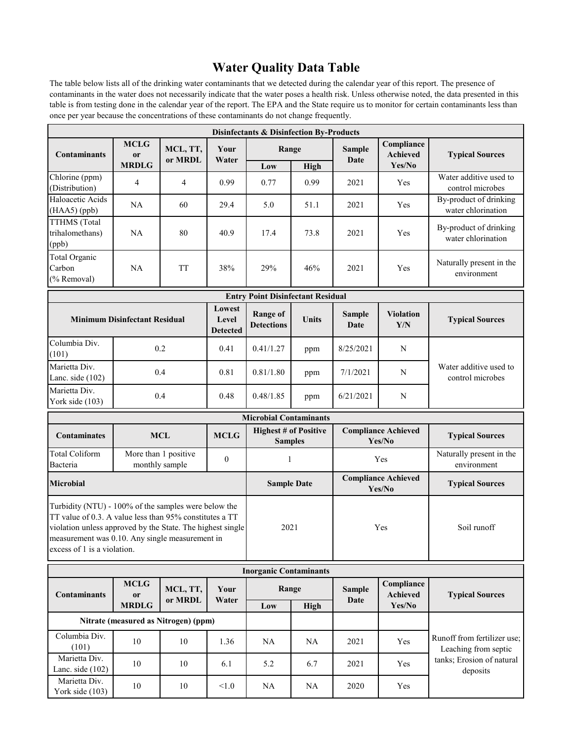# Water Quality Data Table

The table below lists all of the drinking water contaminants that we detected during the calendar year of this report. The presence of contaminants in the water does not necessarily indicate that the water poses a health risk. Unless otherwise noted, the data presented in this table is from testing done in the calendar year of the report. The EPA and the State require us to monitor for certain contaminants less than once per year because the concentrations of these contaminants do not change frequently.

**Disinfectants & Disinfection By-Products**

| Contaminants | MCLG or MRDLG | MCL, TT, or MRDL | Your Water | Range | | Sample Date | Compliance Achieved Yes/No | Typical Sources |
|---|---|---|---|---|---|---|---|---|
| | | | | Low | High | | | |
| Chlorine (ppm) (Distribution) | 4 | 4 | 0.99 | 0.77 | 0.99 | 2021 | Yes | Water additive used to control microbes |
| Haloacetic Acids (HAA5) (ppb) | NA | 60 | 29.4 | 5.0 | 51.1 | 2021 | Yes | By-product of drinking water chlorination |
| TTHMS (Total trihalomethans) (ppb) | NA | 80 | 40.9 | 17.4 | 73.8 | 2021 | Yes | By-product of drinking water chlorination |
| Total Organic Carbon (% Removal) | NA | TT | 38% | 29% | 46% | 2021 | Yes | Naturally present in the environment |

**Entry Point Disinfectant Residual**

| | Minimum Disinfectant Residual | Lowest Level Detected | Range of Detections | Units | Sample Date | Violation Y/N | Typical Sources |
|---|---|---|---|---|---|---|---|
| Columbia Div. (101) | 0.2 | 0.41 | 0.41/1.27 | ppm | 8/25/2021 | N | Water additive used to control microbes |
| Marietta Div. Lanc. side (102) | 0.4 | 0.81 | 0.81/1.80 | ppm | 7/1/2021 | N | |
| Marietta Div. York side (103) | 0.4 | 0.48 | 0.48/1.85 | ppm | 6/21/2021 | N | |

**Microbial Contaminants**

| Contaminates | MCL | MCLG | Highest # of Positive Samples | Compliance Achieved Yes/No | Typical Sources |
|---|---|---|---|---|---|
| Total Coliform Bacteria | More than 1 positive monthly sample | 0 | 1 | Yes | Naturally present in the environment |

| Microbial | Sample Date | Compliance Achieved Yes/No | Typical Sources |
|---|---|---|---|
| Turbidity (NTU) - 100% of the samples were below the TT value of 0.3. A value less than 95% constitutes a TT violation unless approved by the State. The highest single measurement was 0.10. Any single measurement in excess of 1 is a violation. | 2021 | Yes | Soil runoff |

**Inorganic Contaminants**

| Contaminants | MCLG or MRDLG | MCL, TT, or MRDL | Your Water | Range | | Sample Date | Compliance Achieved Yes/No | Typical Sources |
|---|---|---|---|---|---|---|---|---|
| | | | | Low | High | | | |
| Nitrate (measured as Nitrogen) (ppm) | | | | | | | | Runoff from fertilizer use; Leaching from septic tanks; Erosion of natural deposits |
| Columbia Div. (101) | 10 | 10 | 1.36 | NA | NA | 2021 | Yes | |
| Marietta Div. Lanc. side (102) | 10 | 10 | 6.1 | 5.2 | 6.7 | 2021 | Yes | |
| Marietta Div. York side (103) | 10 | 10 | <1.0 | NA | NA | 2020 | Yes | |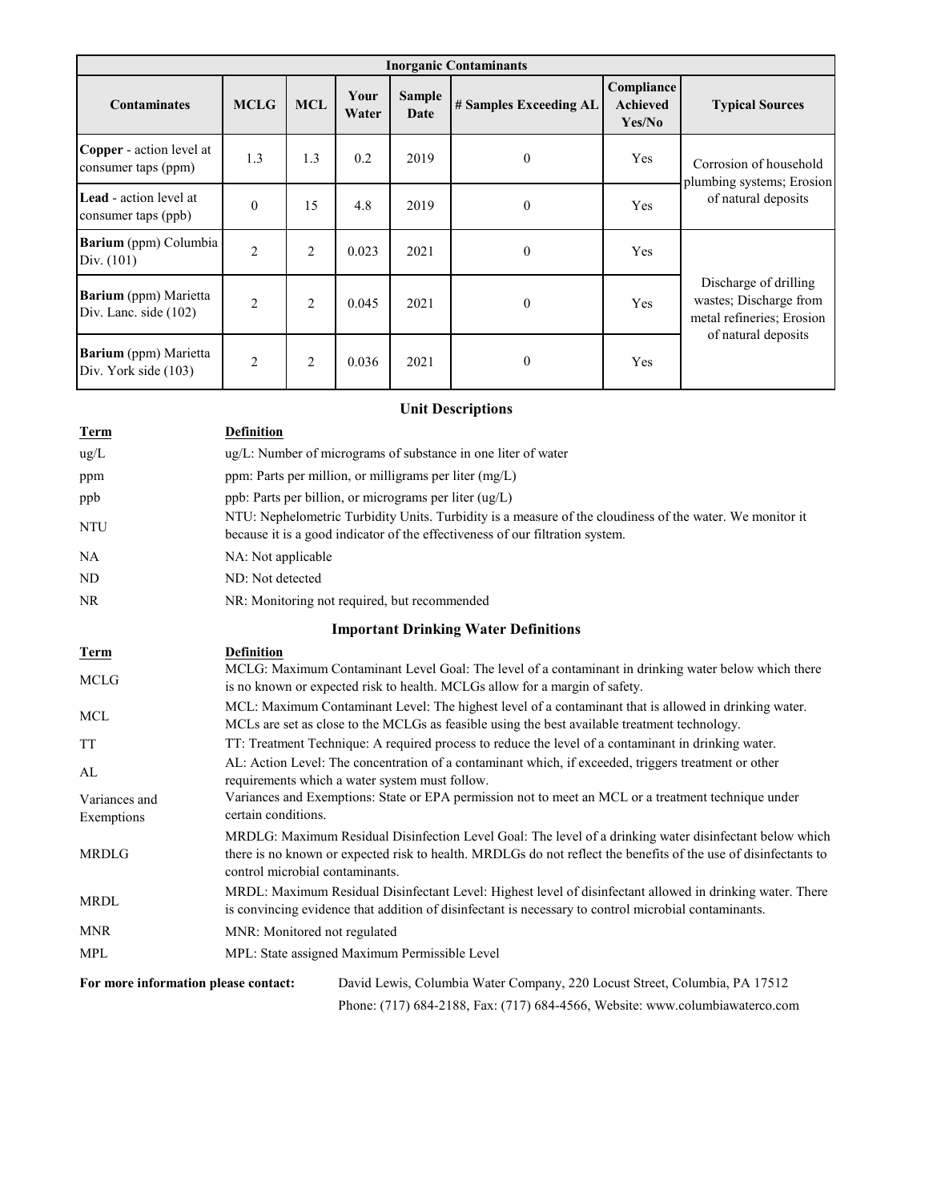| Inorganic Contaminants | | | | | | | |
|---|---|---|---|---|---|---|---|
| **Contaminates** | **MCLG** | **MCL** | **Your Water** | **Sample Date** | **# Samples Exceeding AL** | **Compliance Achieved Yes/No** | **Typical Sources** |
| **Copper** - action level at consumer taps (ppm) | 1.3 | 1.3 | 0.2 | 2019 | 0 | Yes | Corrosion of household plumbing systems; Erosion of natural deposits |
| **Lead** - action level at consumer taps (ppb) | 0 | 15 | 4.8 | 2019 | 0 | Yes | |
| **Barium** (ppm) Columbia Div. (101) | 2 | 2 | 0.023 | 2021 | 0 | Yes | Discharge of drilling wastes; Discharge from metal refineries; Erosion of natural deposits |
| **Barium** (ppm) Marietta Div. Lanc. side (102) | 2 | 2 | 0.045 | 2021 | 0 | Yes | |
| **Barium** (ppm) Marietta Div. York side (103) | 2 | 2 | 0.036 | 2021 | 0 | Yes | |

## Unit Descriptions

| Term | Definition |
|---|---|
| ug/L | ug/L: Number of micrograms of substance in one liter of water |
| ppm | ppm: Parts per million, or milligrams per liter (mg/L) |
| ppb | ppb: Parts per billion, or micrograms per liter (ug/L) |
| NTU | NTU: Nephelometric Turbidity Units. Turbidity is a measure of the cloudiness of the water. We monitor it because it is a good indicator of the effectiveness of our filtration system. |
| NA | NA: Not applicable |
| ND | ND: Not detected |
| NR | NR: Monitoring not required, but recommended |

## Important Drinking Water Definitions

| Term | Definition |
|---|---|
| MCLG | MCLG: Maximum Contaminant Level Goal: The level of a contaminant in drinking water below which there is no known or expected risk to health. MCLGs allow for a margin of safety. |
| MCL | MCL: Maximum Contaminant Level: The highest level of a contaminant that is allowed in drinking water. MCLs are set as close to the MCLGs as feasible using the best available treatment technology. |
| TT | TT: Treatment Technique: A required process to reduce the level of a contaminant in drinking water. |
| AL | AL: Action Level: The concentration of a contaminant which, if exceeded, triggers treatment or other requirements which a water system must follow. |
| Variances and Exemptions | Variances and Exemptions: State or EPA permission not to meet an MCL or a treatment technique under certain conditions. |
| MRDLG | MRDLG: Maximum Residual Disinfection Level Goal: The level of a drinking water disinfectant below which there is no known or expected risk to health. MRDLGs do not reflect the benefits of the use of disinfectants to control microbial contaminants. |
| MRDL | MRDL: Maximum Residual Disinfectant Level: Highest level of disinfectant allowed in drinking water. There is convincing evidence that addition of disinfectant is necessary to control microbial contaminants. |
| MNR | MNR: Monitored not regulated |
| MPL | MPL: State assigned Maximum Permissible Level |

**For more information please contact:** David Lewis, Columbia Water Company, 220 Locust Street, Columbia, PA 17512

Phone: (717) 684-2188, Fax: (717) 684-4566, Website: www.columbiawaterco.com